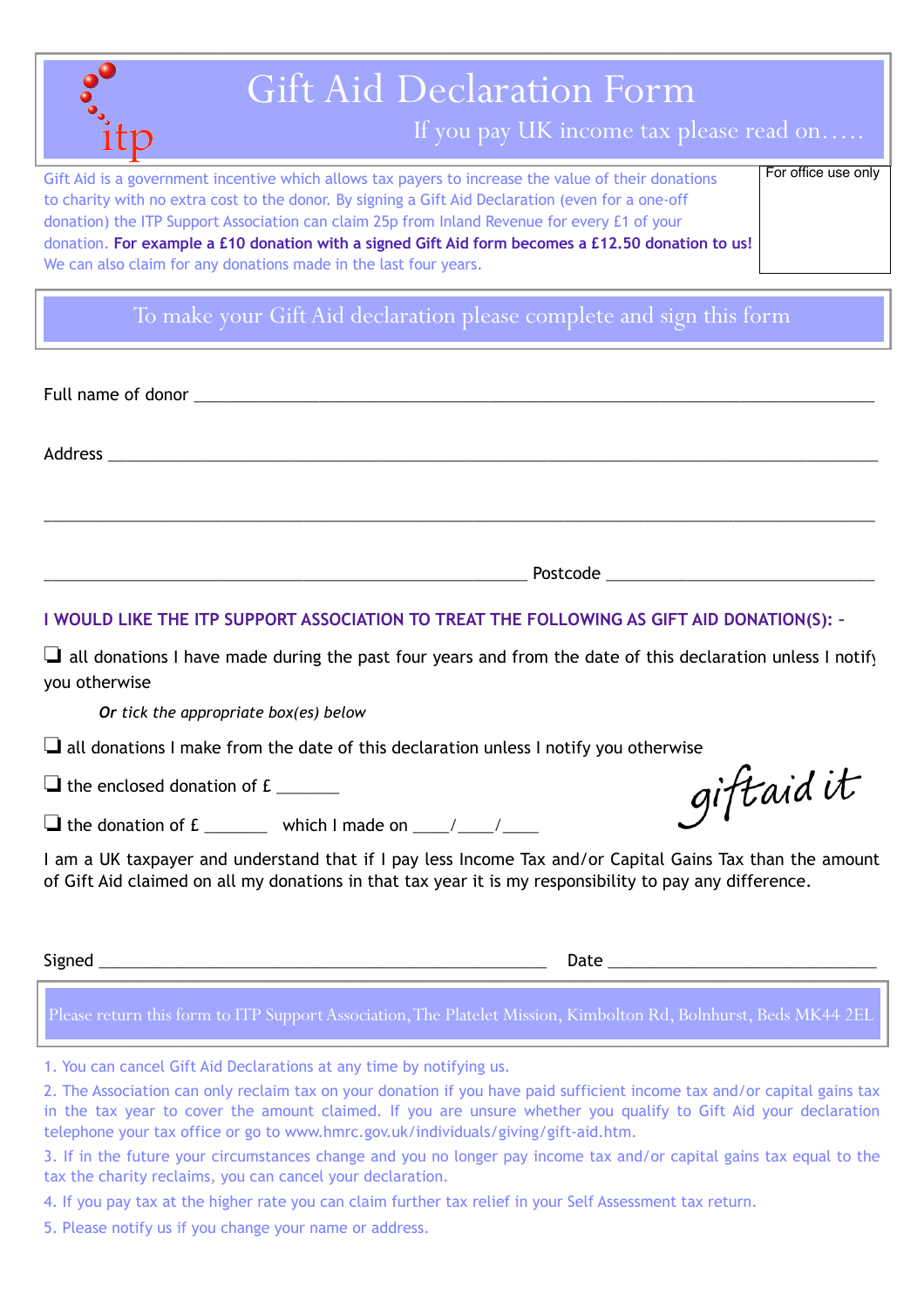# Gift Aid Declaration Form

If you pay UK income tax please read on…..

For office use only

Gift Aid is a government incentive which allows tax payers to increase the value of their donations to charity with no extra cost to the donor. By signing a Gift Aid Declaration (even for a one-off donation) the ITP Support Association can claim 25p from Inland Revenue for every £1 of your donation. **For example a £10 donation with a signed Gift Aid form becomes a £12.50 donation to us!** We can also claim for any donations made in the last four years.

## To make your Gift Aid declaration please complete and sign this form

Full name of donor ______________________________________________________________________________

Address _______________________________________________________________________________________

_______________________________________________________________________________________________

________________________________________________________ Postcode _______________________________

**I WOULD LIKE THE ITP SUPPORT ASSOCIATION TO TREAT THE FOLLOWING AS GIFT AID DONATION(S): -**

❑ all donations I have made during the past four years and from the date of this declaration unless I notify you otherwise

*__Or__ tick the appropriate box(es) below*

❑ all donations I make from the date of this declaration unless I notify you otherwise

❑ the enclosed donation of £ _______

❑ the donation of £ _______ which I made on ____/____/____

giftaid it

I am a UK taxpayer and understand that if I pay less Income Tax and/or Capital Gains Tax than the amount of Gift Aid claimed on all my donations in that tax year it is my responsibility to pay any difference.

Signed ____________________________________________________ Date ______________________________

Please return this form to ITP Support Association, The Platelet Mission, Kimbolton Rd, Bolnhurst, Beds MK44 2EL

1. You can cancel Gift Aid Declarations at any time by notifying us.
2. The Association can only reclaim tax on your donation if you have paid sufficient income tax and/or capital gains tax in the tax year to cover the amount claimed. If you are unsure whether you qualify to Gift Aid your declaration telephone your tax office or go to www.hmrc.gov.uk/individuals/giving/gift-aid.htm.
3. If in the future your circumstances change and you no longer pay income tax and/or capital gains tax equal to the tax the charity reclaims, you can cancel your declaration.
4. If you pay tax at the higher rate you can claim further tax relief in your Self Assessment tax return.
5. Please notify us if you change your name or address.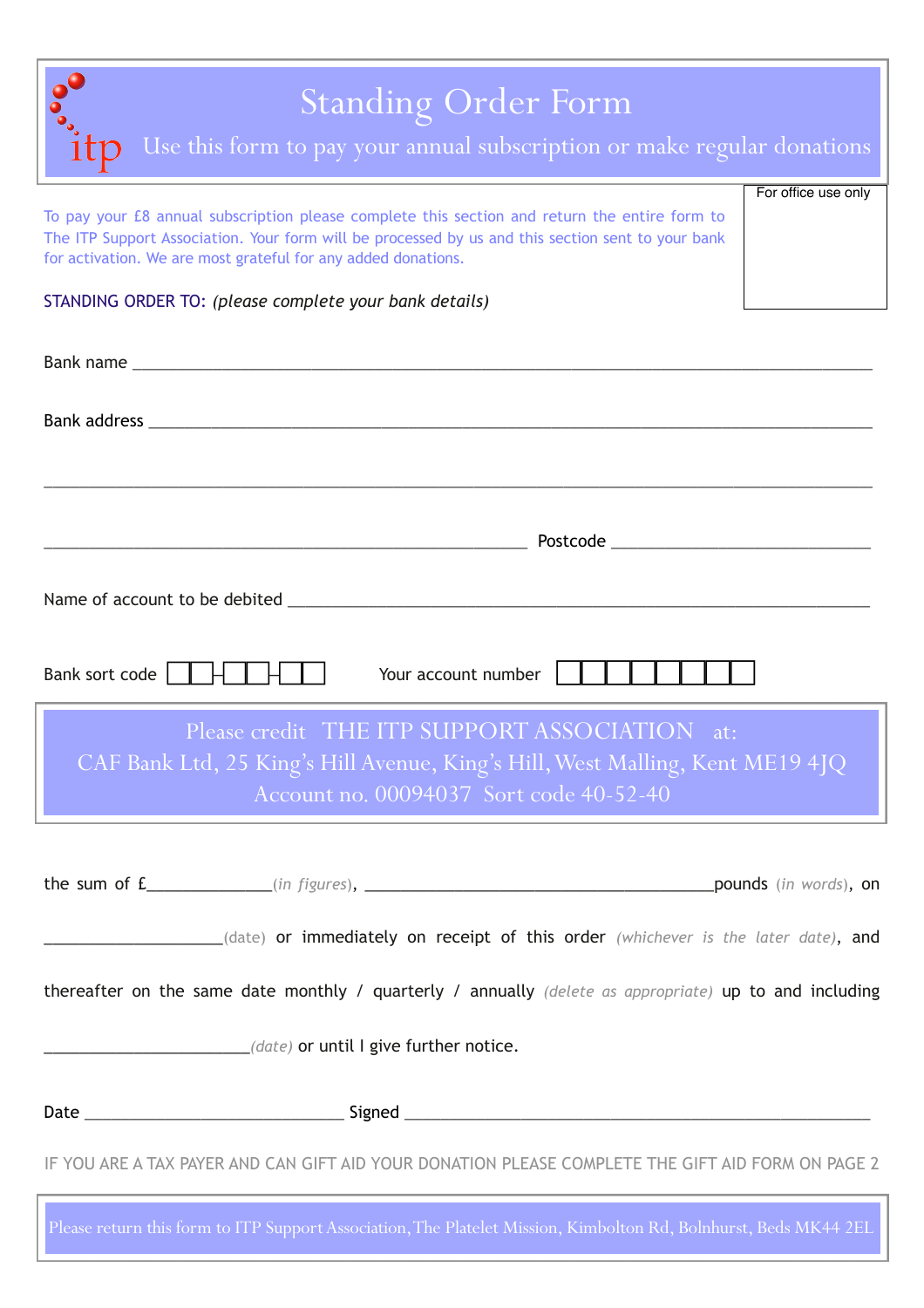itp

# Standing Order Form

Use this form to pay your annual subscription or make regular donations

For office use only

To pay your £8 annual subscription please complete this section and return the entire form to The ITP Support Association. Your form will be processed by us and this section sent to your bank for activation. We are most grateful for any added donations.

STANDING ORDER TO: *(please complete your bank details)*

Bank name ______________________________________________

Bank address ______________________________________________

______________________________________________

______________________________ Postcode ______________________

Name of account to be debited ______________________________________________

Bank sort code ☐☐-☐☐-☐☐ Your account number ☐☐☐☐☐☐☐☐

Please credit THE ITP SUPPORT ASSOCIATION at:
CAF Bank Ltd, 25 King's Hill Avenue, King's Hill, West Malling, Kent ME19 4JQ
Account no. 00094037 Sort code 40-52-40

the sum of £____________*(in figures)*, __________________________________pounds *(in words)*, on

____________________(date) or immediately on receipt of this order *(whichever is the later date)*, and

thereafter on the same date monthly / quarterly / annually *(delete as appropriate)* up to and including

______________________*(date)* or until I give further notice.

Date ____________________________ Signed ______________________________________________

IF YOU ARE A TAX PAYER AND CAN GIFT AID YOUR DONATION PLEASE COMPLETE THE GIFT AID FORM ON PAGE 2

Please return this form to ITP Support Association, The Platelet Mission, Kimbolton Rd, Bolnhurst, Beds MK44 2EL